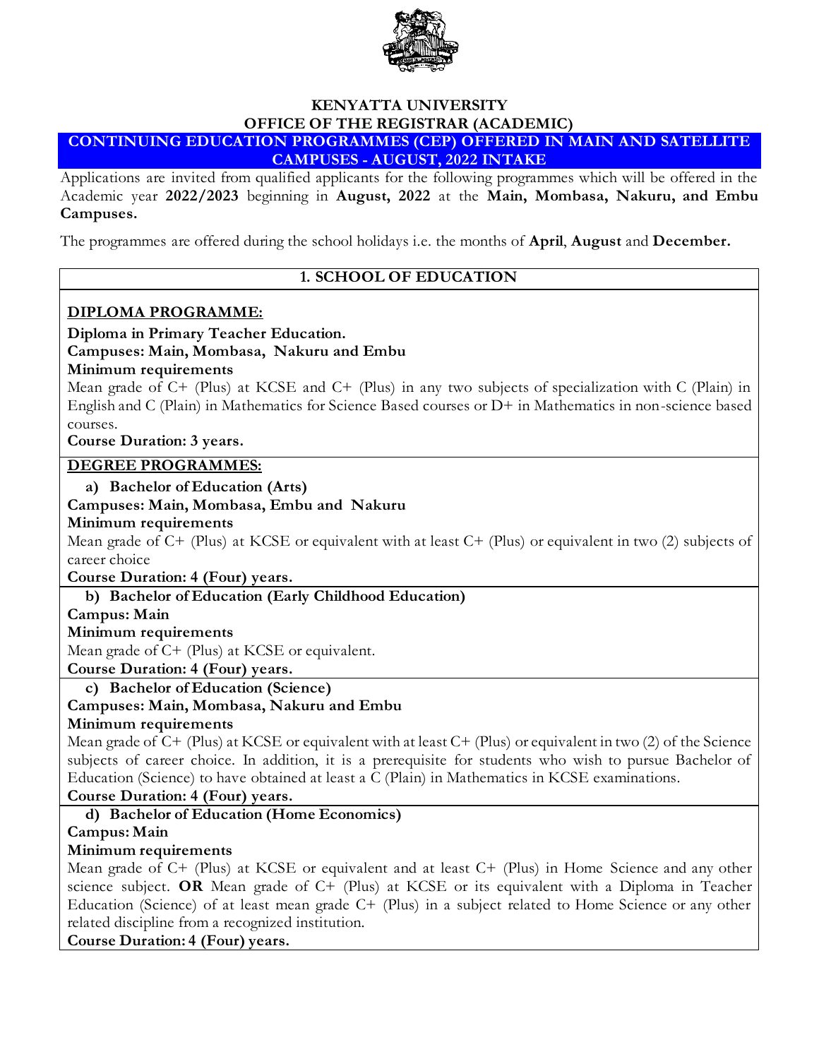# KENYATTA UNIVERSITY

## OFFICE OF THE REGISTRAR (ACADEMIC)

## CONTINUING EDUCATION PROGRAMMES (CEP) OFFERED IN MAIN AND SATELLITE CAMPUSES - AUGUST, 2022 INTAKE

Applications are invited from qualified applicants for the following programmes which will be offered in the Academic year **2022/2023** beginning in **August, 2022** at the **Main, Mombasa, Nakuru, and Embu Campuses.**

The programmes are offered during the school holidays i.e. the months of **April**, **August** and **December.**

### 1. SCHOOL OF EDUCATION

**DIPLOMA PROGRAMME:**

**Diploma in Primary Teacher Education.**

**Campuses: Main, Mombasa, Nakuru and Embu**

**Minimum requirements**

Mean grade of C+ (Plus) at KCSE and C+ (Plus) in any two subjects of specialization with C (Plain) in English and C (Plain) in Mathematics for Science Based courses or D+ in Mathematics in non-science based courses.

**Course Duration: 3 years.**

**DEGREE PROGRAMMES:**

**a) Bachelor of Education (Arts)**

**Campuses: Main, Mombasa, Embu and Nakuru**

**Minimum requirements**

Mean grade of C+ (Plus) at KCSE or equivalent with at least C+ (Plus) or equivalent in two (2) subjects of career choice

**Course Duration: 4 (Four) years.**

**b) Bachelor of Education (Early Childhood Education)**

**Campus: Main**

**Minimum requirements**

Mean grade of C+ (Plus) at KCSE or equivalent.

**Course Duration: 4 (Four) years.**

**c) Bachelor of Education (Science)**

**Campuses: Main, Mombasa, Nakuru and Embu**

**Minimum requirements**

Mean grade of C+ (Plus) at KCSE or equivalent with at least C+ (Plus) or equivalent in two (2) of the Science subjects of career choice. In addition, it is a prerequisite for students who wish to pursue Bachelor of Education (Science) to have obtained at least a C (Plain) in Mathematics in KCSE examinations.

**Course Duration: 4 (Four) years.**

**d) Bachelor of Education (Home Economics)**

**Campus: Main**

**Minimum requirements**

Mean grade of C+ (Plus) at KCSE or equivalent and at least C+ (Plus) in Home Science and any other science subject. **OR** Mean grade of C+ (Plus) at KCSE or its equivalent with a Diploma in Teacher Education (Science) of at least mean grade C+ (Plus) in a subject related to Home Science or any other related discipline from a recognized institution.

**Course Duration: 4 (Four) years.**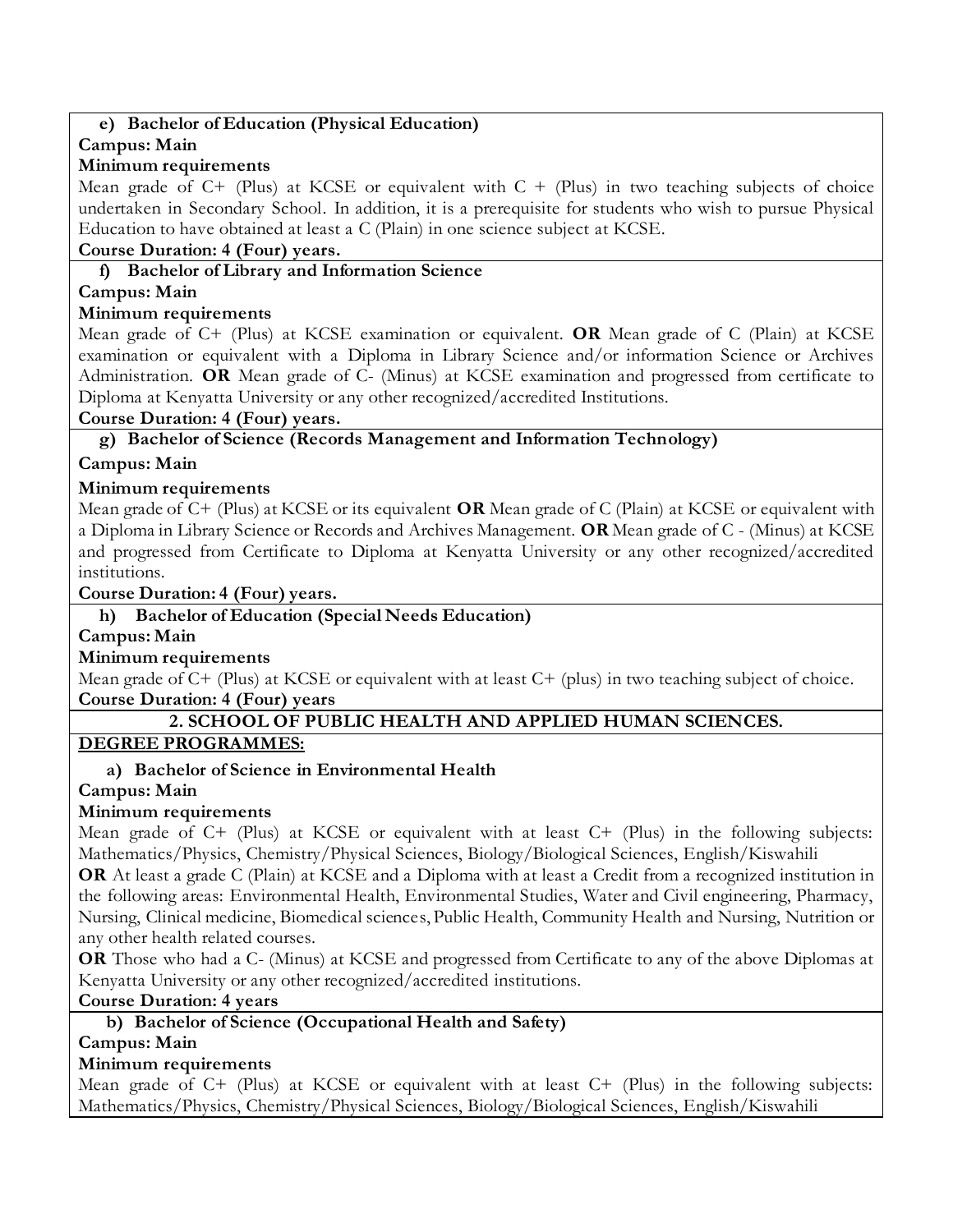### e) Bachelor of Education (Physical Education)

**Campus: Main**

**Minimum requirements**

Mean grade of C+ (Plus) at KCSE or equivalent with C + (Plus) in two teaching subjects of choice undertaken in Secondary School. In addition, it is a prerequisite for students who wish to pursue Physical Education to have obtained at least a C (Plain) in one science subject at KCSE.

**Course Duration: 4 (Four) years.**

### f) Bachelor of Library and Information Science

**Campus: Main**

**Minimum requirements**

Mean grade of C+ (Plus) at KCSE examination or equivalent. **OR** Mean grade of C (Plain) at KCSE examination or equivalent with a Diploma in Library Science and/or information Science or Archives Administration. **OR** Mean grade of C- (Minus) at KCSE examination and progressed from certificate to Diploma at Kenyatta University or any other recognized/accredited Institutions.

**Course Duration: 4 (Four) years.**

### g) Bachelor of Science (Records Management and Information Technology)

**Campus: Main**

**Minimum requirements**

Mean grade of C+ (Plus) at KCSE or its equivalent **OR** Mean grade of C (Plain) at KCSE or equivalent with a Diploma in Library Science or Records and Archives Management. **OR** Mean grade of C - (Minus) at KCSE and progressed from Certificate to Diploma at Kenyatta University or any other recognized/accredited institutions.

**Course Duration: 4 (Four) years.**

### h) Bachelor of Education (Special Needs Education)

**Campus: Main**

**Minimum requirements**

Mean grade of C+ (Plus) at KCSE or equivalent with at least C+ (plus) in two teaching subject of choice.

**Course Duration: 4 (Four) years**

## 2. SCHOOL OF PUBLIC HEALTH AND APPLIED HUMAN SCIENCES.

**DEGREE PROGRAMMES:**

### a) Bachelor of Science in Environmental Health

**Campus: Main**

**Minimum requirements**

Mean grade of C+ (Plus) at KCSE or equivalent with at least C+ (Plus) in the following subjects: Mathematics/Physics, Chemistry/Physical Sciences, Biology/Biological Sciences, English/Kiswahili

**OR** At least a grade C (Plain) at KCSE and a Diploma with at least a Credit from a recognized institution in the following areas: Environmental Health, Environmental Studies, Water and Civil engineering, Pharmacy, Nursing, Clinical medicine, Biomedical sciences, Public Health, Community Health and Nursing, Nutrition or any other health related courses.

**OR** Those who had a C- (Minus) at KCSE and progressed from Certificate to any of the above Diplomas at Kenyatta University or any other recognized/accredited institutions.

**Course Duration: 4 years**

### b) Bachelor of Science (Occupational Health and Safety)

**Campus: Main**

**Minimum requirements**

Mean grade of C+ (Plus) at KCSE or equivalent with at least C+ (Plus) in the following subjects: Mathematics/Physics, Chemistry/Physical Sciences, Biology/Biological Sciences, English/Kiswahili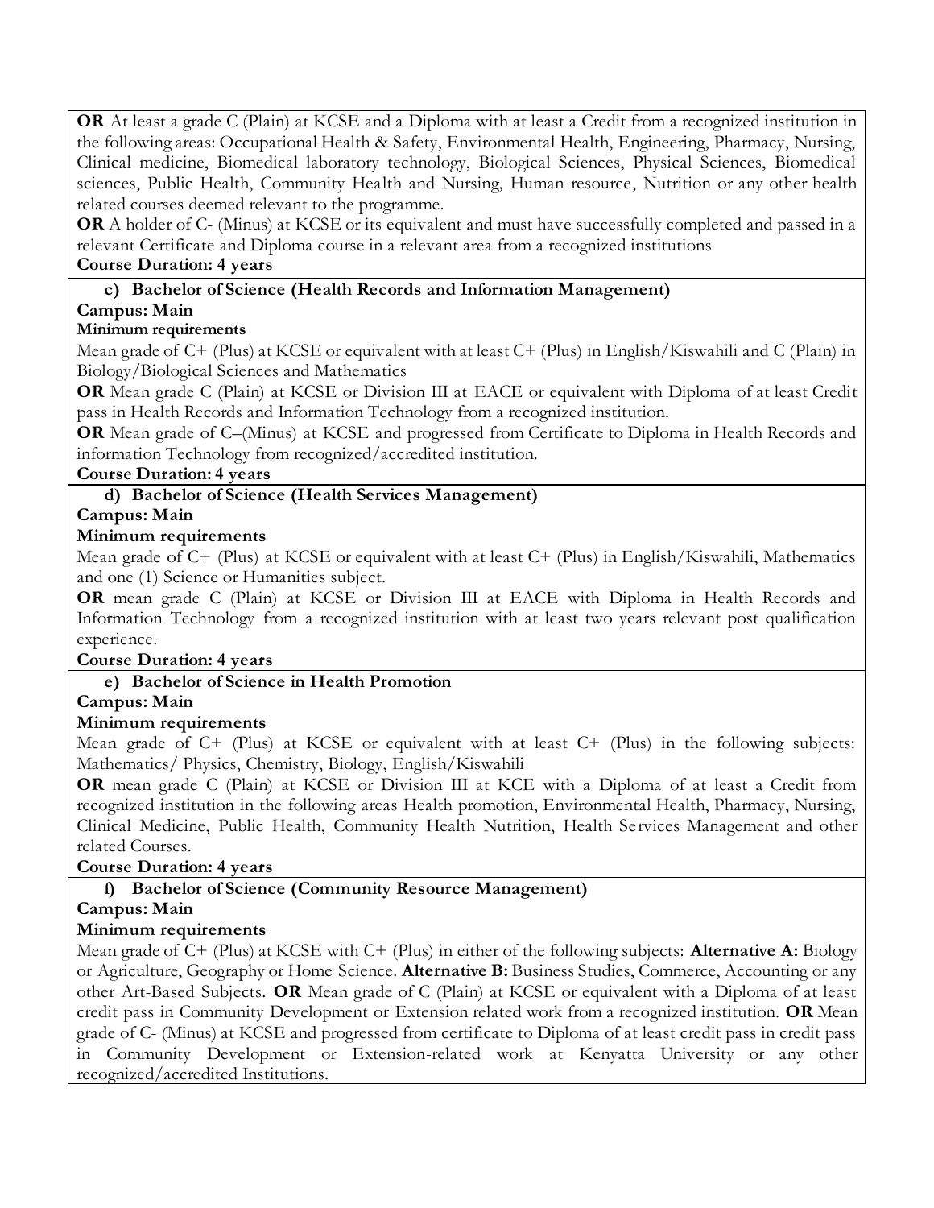**OR** At least a grade C (Plain) at KCSE and a Diploma with at least a Credit from a recognized institution in the following areas: Occupational Health & Safety, Environmental Health, Engineering, Pharmacy, Nursing, Clinical medicine, Biomedical laboratory technology, Biological Sciences, Physical Sciences, Biomedical sciences, Public Health, Community Health and Nursing, Human resource, Nutrition or any other health related courses deemed relevant to the programme.

**OR** A holder of C- (Minus) at KCSE or its equivalent and must have successfully completed and passed in a relevant Certificate and Diploma course in a relevant area from a recognized institutions

**Course Duration: 4 years**

### c) Bachelor of Science (Health Records and Information Management)

**Campus: Main**

**Minimum requirements**

Mean grade of C+ (Plus) at KCSE or equivalent with at least C+ (Plus) in English/Kiswahili and C (Plain) in Biology/Biological Sciences and Mathematics

**OR** Mean grade C (Plain) at KCSE or Division III at EACE or equivalent with Diploma of at least Credit pass in Health Records and Information Technology from a recognized institution.

**OR** Mean grade of C–(Minus) at KCSE and progressed from Certificate to Diploma in Health Records and information Technology from recognized/accredited institution.

**Course Duration: 4 years**

### d) Bachelor of Science (Health Services Management)

**Campus: Main**

**Minimum requirements**

Mean grade of C+ (Plus) at KCSE or equivalent with at least C+ (Plus) in English/Kiswahili, Mathematics and one (1) Science or Humanities subject.

**OR** mean grade C (Plain) at KCSE or Division III at EACE with Diploma in Health Records and Information Technology from a recognized institution with at least two years relevant post qualification experience.

**Course Duration: 4 years**

### e) Bachelor of Science in Health Promotion

**Campus: Main**

**Minimum requirements**

Mean grade of C+ (Plus) at KCSE or equivalent with at least C+ (Plus) in the following subjects: Mathematics/ Physics, Chemistry, Biology, English/Kiswahili

**OR** mean grade C (Plain) at KCSE or Division III at KCE with a Diploma of at least a Credit from recognized institution in the following areas Health promotion, Environmental Health, Pharmacy, Nursing, Clinical Medicine, Public Health, Community Health Nutrition, Health Services Management and other related Courses.

**Course Duration: 4 years**

### f) Bachelor of Science (Community Resource Management)

**Campus: Main**

**Minimum requirements**

Mean grade of C+ (Plus) at KCSE with C+ (Plus) in either of the following subjects: **Alternative A:** Biology or Agriculture, Geography or Home Science. **Alternative B:** Business Studies, Commerce, Accounting or any other Art-Based Subjects. **OR** Mean grade of C (Plain) at KCSE or equivalent with a Diploma of at least credit pass in Community Development or Extension related work from a recognized institution. **OR** Mean grade of C- (Minus) at KCSE and progressed from certificate to Diploma of at least credit pass in credit pass in Community Development or Extension-related work at Kenyatta University or any other recognized/accredited Institutions.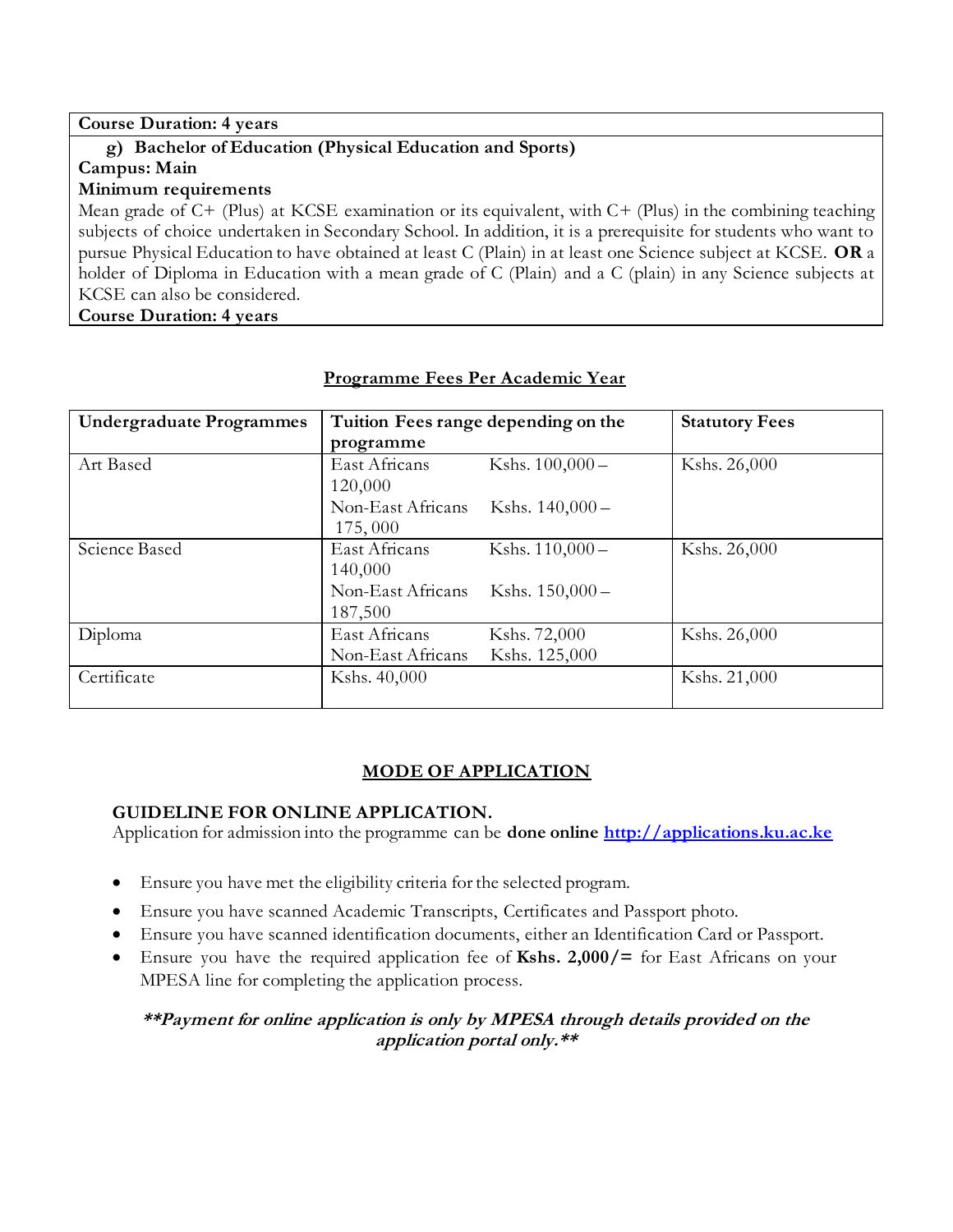**Course Duration: 4 years**

**g) Bachelor of Education (Physical Education and Sports)**

**Campus: Main**

**Minimum requirements**

Mean grade of C+ (Plus) at KCSE examination or its equivalent, with C+ (Plus) in the combining teaching subjects of choice undertaken in Secondary School. In addition, it is a prerequisite for students who want to pursue Physical Education to have obtained at least C (Plain) in at least one Science subject at KCSE. **OR** a holder of Diploma in Education with a mean grade of C (Plain) and a C (plain) in any Science subjects at KCSE can also be considered.

**Course Duration: 4 years**

## Programme Fees Per Academic Year

| Undergraduate Programmes | Tuition Fees range depending on the programme | Statutory Fees |
|---|---|---|
| Art Based | East Africans Kshs. 100,000 – 120,000<br>Non-East Africans Kshs. 140,000 – 175, 000 | Kshs. 26,000 |
| Science Based | East Africans Kshs. 110,000 – 140,000<br>Non-East Africans Kshs. 150,000 – 187,500 | Kshs. 26,000 |
| Diploma | East Africans Kshs. 72,000<br>Non-East Africans Kshs. 125,000 | Kshs. 26,000 |
| Certificate | Kshs. 40,000 | Kshs. 21,000 |

## MODE OF APPLICATION

### GUIDELINE FOR ONLINE APPLICATION.

Application for admission into the programme can be **done online** [http://applications.ku.ac.ke](http://applications.ku.ac.ke)

- Ensure you have met the eligibility criteria for the selected program.
- Ensure you have scanned Academic Transcripts, Certificates and Passport photo.
- Ensure you have scanned identification documents, either an Identification Card or Passport.
- Ensure you have the required application fee of **Kshs. 2,000/=** for East Africans on your MPESA line for completing the application process.

***\*\*Payment for online application is only by MPESA through details provided on the application portal only.\*\****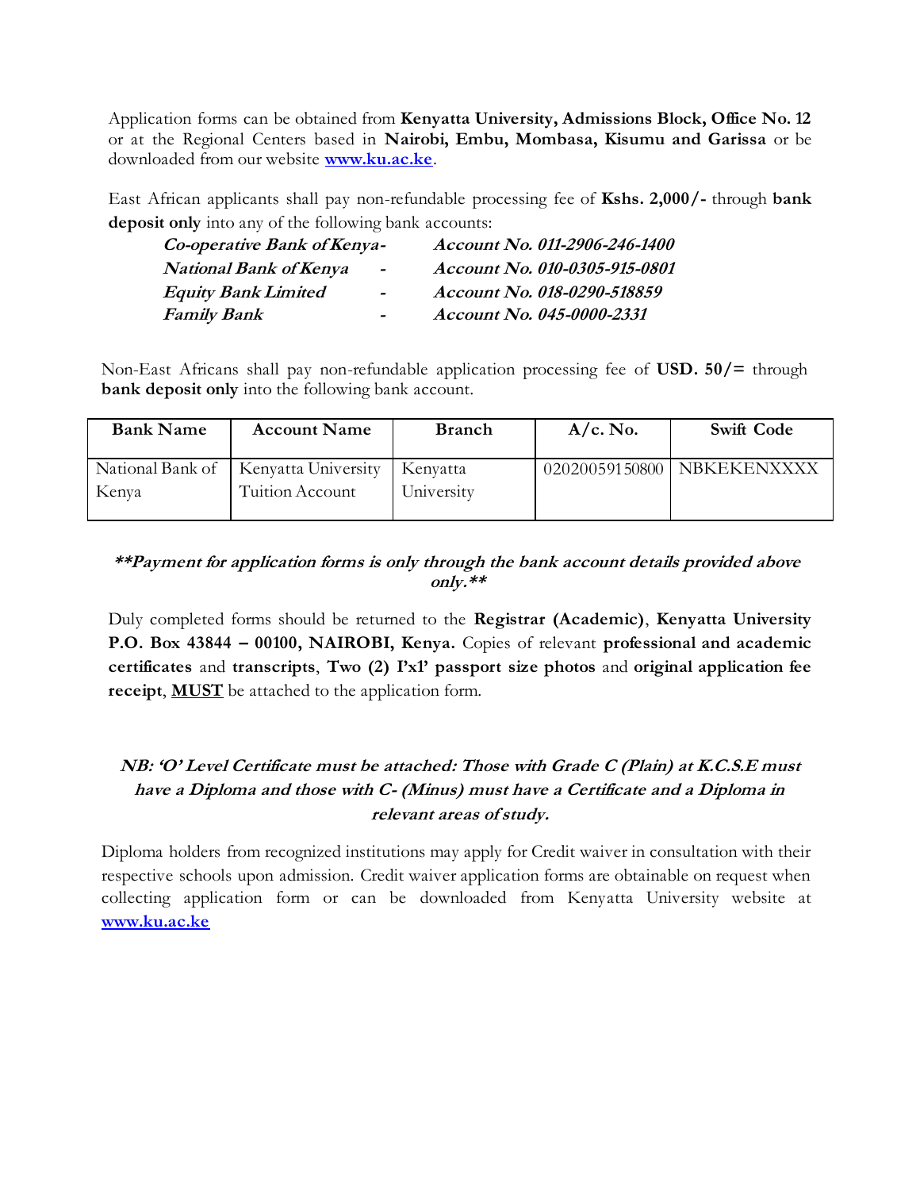Application forms can be obtained from **Kenyatta University, Admissions Block, Office No. 12** or at the Regional Centers based in **Nairobi, Embu, Mombasa, Kisumu and Garissa** or be downloaded from our website **[www.ku.ac.ke](http://www.ku.ac.ke)**.

East African applicants shall pay non-refundable processing fee of **Kshs. 2,000/-** through **bank deposit only** into any of the following bank accounts:

***Co-operative Bank of Kenya-*** ***Account No. 011-2906-246-1400***
***National Bank of Kenya*** - ***Account No. 010-0305-915-0801***
***Equity Bank Limited*** - ***Account No. 018-0290-518859***
***Family Bank*** - ***Account No. 045-0000-2331***

Non-East Africans shall pay non-refundable application processing fee of **USD. 50/=** through **bank deposit only** into the following bank account.

| Bank Name | Account Name | Branch | A/c. No. | Swift Code |
|---|---|---|---|---|
| National Bank of Kenya | Kenyatta University Tuition Account | Kenyatta University | 02020059150800 | NBKEKENXXXX |

***\*\*Payment for application forms is only through the bank account details provided above only.\*\****

Duly completed forms should be returned to the **Registrar (Academic)**, **Kenyatta University P.O. Box 43844 – 00100, NAIROBI, Kenya.** Copies of relevant **professional and academic certificates** and **transcripts**, **Two (2) 1'x1' passport size photos** and **original application fee receipt**, **<u>MUST</u>** be attached to the application form.

***NB: 'O' Level Certificate must be attached: Those with Grade C (Plain) at K.C.S.E must have a Diploma and those with C- (Minus) must have a Certificate and a Diploma in relevant areas of study.***

Diploma holders from recognized institutions may apply for Credit waiver in consultation with their respective schools upon admission. Credit waiver application forms are obtainable on request when collecting application form or can be downloaded from Kenyatta University website at **[www.ku.ac.ke](http://www.ku.ac.ke)**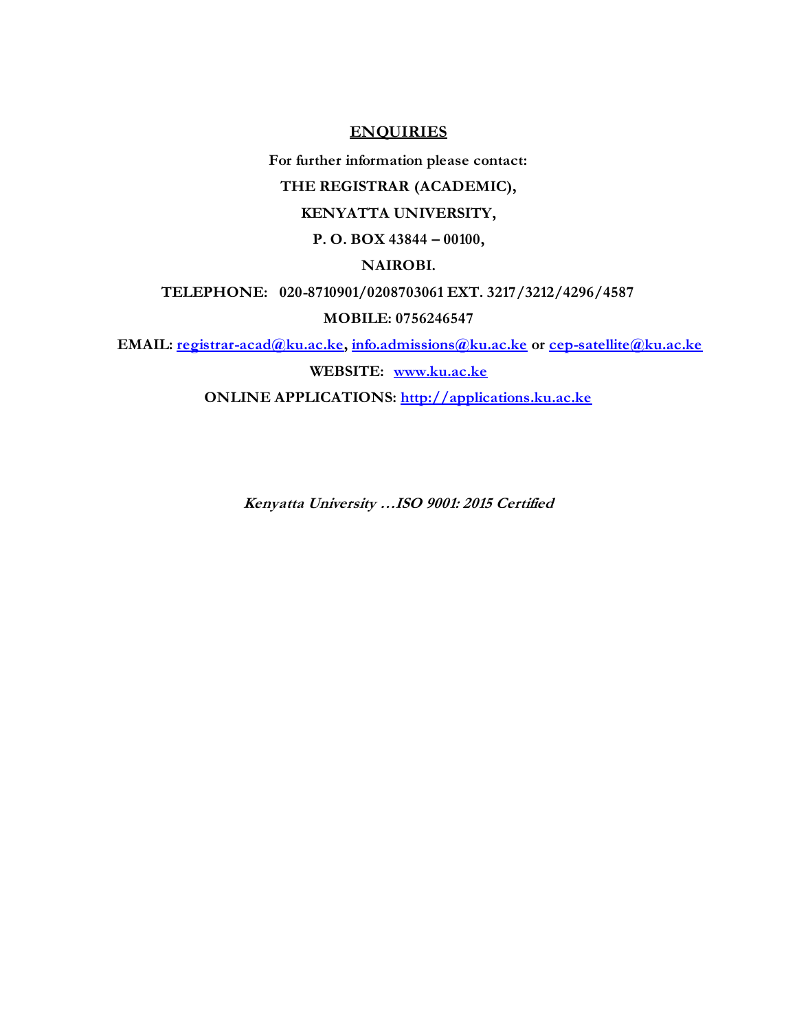## ENQUIRIES

**For further information please contact:**

**THE REGISTRAR (ACADEMIC),**

**KENYATTA UNIVERSITY,**

**P. O. BOX 43844 – 00100,**

**NAIROBI.**

**TELEPHONE: 020-8710901/0208703061 EXT. 3217/3212/4296/4587**

**MOBILE: 0756246547**

**EMAIL: registrar-acad@ku.ac.ke, info.admissions@ku.ac.ke or cep-satellite@ku.ac.ke**

**WEBSITE: www.ku.ac.ke**

**ONLINE APPLICATIONS: http://applications.ku.ac.ke**

***Kenyatta University …ISO 9001: 2015 Certified***